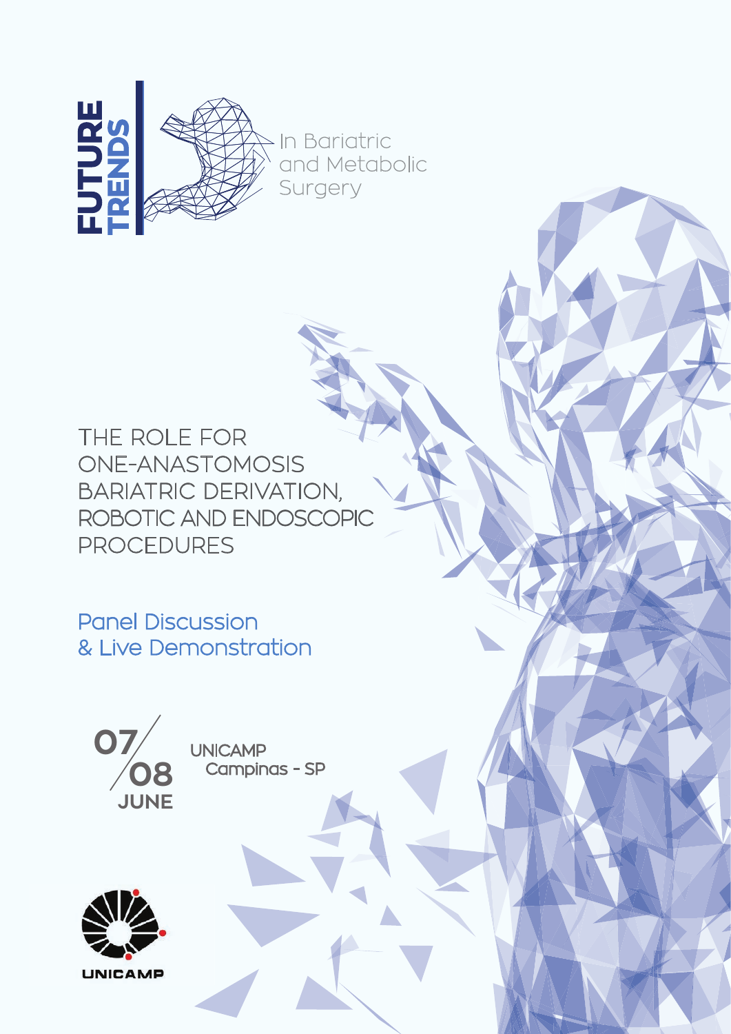# FUTURE TRENDS

In Bariatric and Metabolic Surgery

## THE ROLE FOR ONE-ANASTOMOSIS BARIATRIC DERIVATION, ROBOTIC AND ENDOSCOPIC PROCEDURES

### Panel Discussion & Live Demonstration

07/08 JUNE

UNICAMP
Campinas - SP

UNICAMP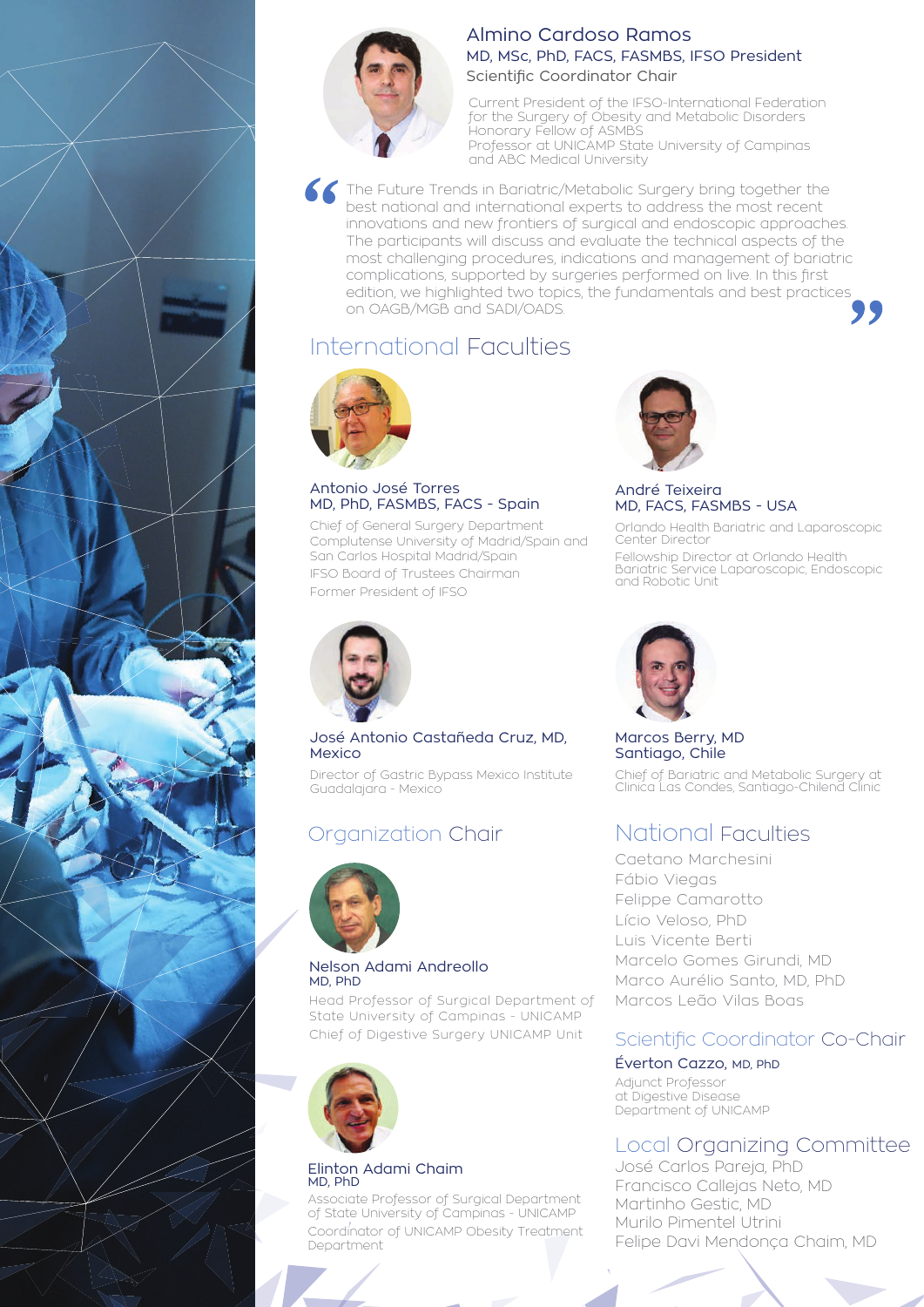## Almino Cardoso Ramos

MD, MSc, PhD, FACS, FASMBS, IFSO President

Scientific Coordinator Chair

Current President of the IFSO-International Federation for the Surgery of Obesity and Metabolic Disorders
Honorary Fellow of ASMBS
Professor at UNICAMP State University of Campinas and ABC Medical University

> "The Future Trends in Bariatric/Metabolic Surgery bring together the best national and international experts to address the most recent innovations and new frontiers of surgical and endoscopic approaches. The participants will discuss and evaluate the technical aspects of the most challenging procedures, indications and management of bariatric complications, supported by surgeries performed on live. In this first edition, we highlighted two topics, the fundamentals and best practices on OAGB/MGB and SADI/OADS."

## International Faculties

### Antonio José Torres
MD, PhD, FASMBS, FACS - Spain

Chief of General Surgery Department Complutense University of Madrid/Spain and San Carlos Hospital Madrid/Spain

IFSO Board of Trustees Chairman

Former President of IFSO

### André Teixeira
MD, FACS, FASMBS - USA

Orlando Health Bariatric and Laparoscopic Center Director

Fellowship Director at Orlando Health Bariatric Service Laparoscopic, Endoscopic and Robotic Unit

### José Antonio Castañeda Cruz, MD, Mexico

Director of Gastric Bypass Mexico Institute Guadalajara - Mexico

### Marcos Berry, MD
Santiago, Chile

Chief of Bariatric and Metabolic Surgery at Clinica Las Condes, Santiago-Chilend Clinic

## Organization Chair

### Nelson Adami Andreollo
MD, PhD

Head Professor of Surgical Department of State University of Campinas - UNICAMP

Chief of Digestive Surgery UNICAMP Unit

### Elinton Adami Chaim
MD, PhD

Associate Professor of Surgical Department of State University of Campinas - UNICAMP

Coordinator of UNICAMP Obesity Treatment Department

## National Faculties

Caetano Marchesini
Fábio Viegas
Felippe Camarotto
Lício Veloso, PhD
Luis Vicente Berti
Marcelo Gomes Girundi, MD
Marco Aurélio Santo, MD, PhD
Marcos Leão Vilas Boas

## Scientific Coordinator Co-Chair

### Éverton Cazzo, MD, PhD

Adjunct Professor at Digestive Disease Department of UNICAMP

## Local Organizing Committee

José Carlos Pareja, PhD
Francisco Callejas Neto, MD
Martinho Gestic, MD
Murilo Pimentel Utrini
Felipe Davi Mendonça Chaim, MD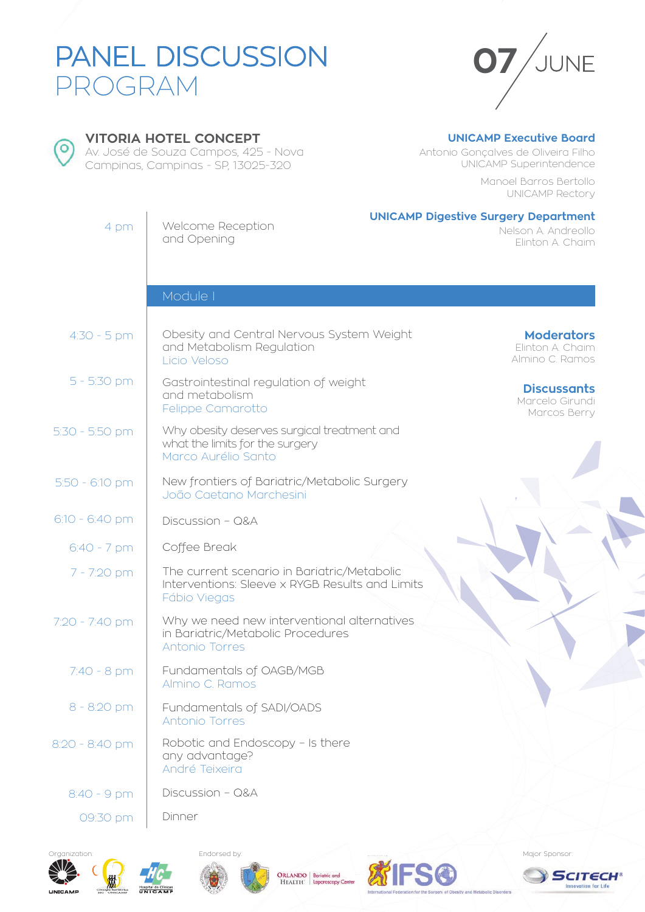# PANEL DISCUSSION PROGRAM

**07 / JUNE**

**VITORIA HOTEL CONCEPT**
Av. José de Souza Campos, 425 - Nova Campinas, Campinas - SP, 13025-320

**UNICAMP Executive Board**
Antonio Gonçalves de Oliveira Filho
UNICAMP Superintendence

Manoel Barros Bertollo
UNICAMP Rectory

**UNICAMP Digestive Surgery Department**
Nelson A. Andreollo
Elinton A. Chaim

| Time | Session |
|---|---|
| 4 pm | Welcome Reception and Opening |

## Module I

**Moderators**
Elinton A. Chaim
Almino C. Ramos

**Discussants**
Marcelo Girundi
Marcos Berry

| Time | Session |
|---|---|
| 4:30 - 5 pm | Obesity and Central Nervous System Weight and Metabolism Regulation<br>Licio Veloso |
| 5 - 5:30 pm | Gastrointestinal regulation of weight and metabolism<br>Felippe Camarotto |
| 5:30 - 5:50 pm | Why obesity deserves surgical treatment and what the limits for the surgery<br>Marco Aurélio Santo |
| 5:50 - 6:10 pm | New frontiers of Bariatric/Metabolic Surgery<br>João Caetano Marchesini |
| 6:10 - 6:40 pm | Discussion – Q&A |
| 6:40 - 7 pm | Coffee Break |
| 7 - 7:20 pm | The current scenario in Bariatric/Metabolic Interventions: Sleeve x RYGB Results and Limits<br>Fábio Viegas |
| 7:20 - 7:40 pm | Why we need new interventional alternatives in Bariatric/Metabolic Procedures<br>Antonio Torres |
| 7:40 - 8 pm | Fundamentals of OAGB/MGB<br>Almino C. Ramos |
| 8 - 8:20 pm | Fundamentals of SADI/OADS<br>Antonio Torres |
| 8:20 - 8:40 pm | Robotic and Endoscopy – Is there any advantage?<br>André Teixeira |
| 8:40 - 9 pm | Discussion – Q&A |
| 09:30 pm | Dinner |

Organization: UNICAMP · Cirurgia Bariátrica HC UNICAMP · Hospital de Clínicas UNICAMP

Endorsed by: Orlando Health Bariatric and Laparoscopy Center · IFSO International Federation for the Surgery of Obesity and Metabolic Disorders

Major Sponsor: SCITECH Innovation for Life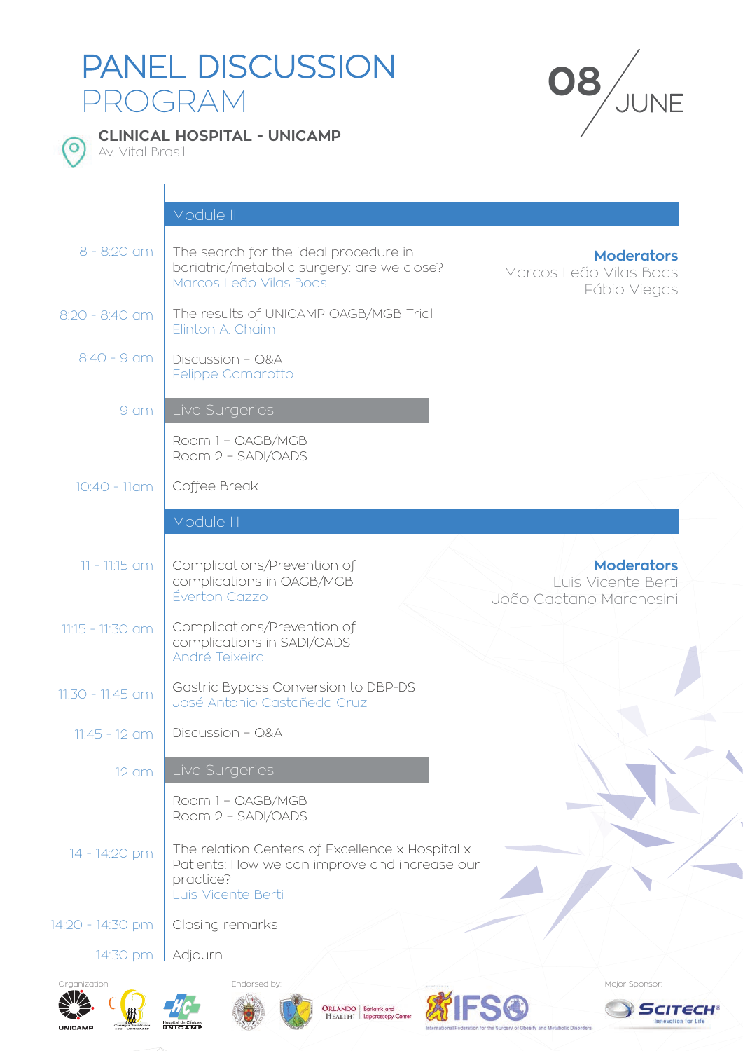# PANEL DISCUSSION PROGRAM

**08 / JUNE**

**CLINICAL HOSPITAL - UNICAMP**
Av. Vital Brasil

## Module II

**Moderators**
Marcos Leão Vilas Boas
Fábio Viegas

| Time | Session |
|---|---|
| 8 - 8:20 am | The search for the ideal procedure in bariatric/metabolic surgery: are we close? Marcos Leão Vilas Boas |
| 8:20 - 8:40 am | The results of UNICAMP OAGB/MGB Trial Elinton A. Chaim |
| 8:40 - 9 am | Discussion – Q&A Felippe Camarotto |
| 9 am | **Live Surgeries** Room 1 – OAGB/MGB Room 2 – SADI/OADS |
| 10:40 - 11am | Coffee Break |

## Module III

**Moderators**
Luis Vicente Berti
João Caetano Marchesini

| Time | Session |
|---|---|
| 11 - 11:15 am | Complications/Prevention of complications in OAGB/MGB Éverton Cazzo |
| 11:15 - 11:30 am | Complications/Prevention of complications in SADI/OADS André Teixeira |
| 11:30 - 11:45 am | Gastric Bypass Conversion to DBP-DS José Antonio Castañeda Cruz |
| 11:45 - 12 am | Discussion – Q&A |
| 12 am | **Live Surgeries** Room 1 – OAGB/MGB Room 2 – SADI/OADS |
| 14 - 14:20 pm | The relation Centers of Excellence x Hospital x Patients: How we can improve and increase our practice? Luis Vicente Berti |
| 14:20 - 14:30 pm | Closing remarks |
| 14:30 pm | Adjourn |

Organization: UNICAMP · Cirurgia Bariátrica HC UNICAMP · Hospital de Clínicas UNICAMP

Endorsed by: Orlando Health Bariatric and Laparoscopy Center · IFSO International Federation for the Surgery of Obesity and Metabolic Disorders

Major Sponsor: SCITECH Innovation for Life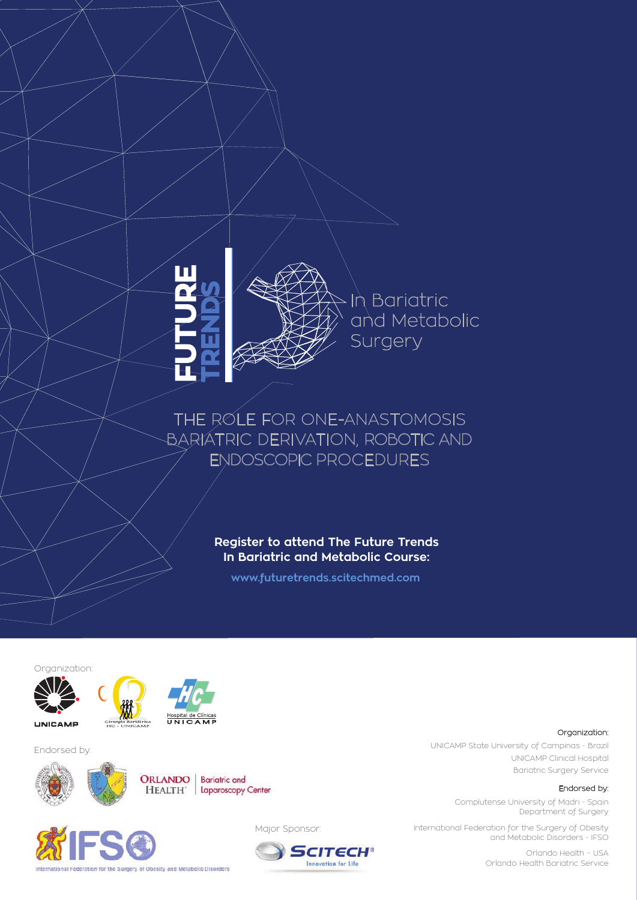# FUTURE TRENDS

In Bariatric and Metabolic Surgery

## THE ROLE FOR ONE-ANASTOMOSIS BARIATRIC DERIVATION, ROBOTIC AND ENDOSCOPIC PROCEDURES

**Register to attend The Future Trends In Bariatric and Metabolic Course:**

**www.futuretrends.scitechmed.com**

Organization:

UNICAMP

Cirurgia Bariátrica HC - UNICAMP

Hospital de Clínicas UNICAMP

Endorsed by:

ORLANDO HEALTH | Bariatric and Laparoscopy Center

IFSO International Federation for the Surgery of Obesity and Metabolic Disorders

Major Sponsor:

SCITECH® Innovation for Life

Organization:

UNICAMP State University of Campinas - Brazil
UNICAMP Clinical Hospital
Bariatric Surgery Service

Endorsed by:

Complutense University of Madri - Spain
Department of Surgery

International Federation for the Surgery of Obesity and Metabolic Disorders - IFSO

Orlando Health - USA
Orlando Health Bariatric Service